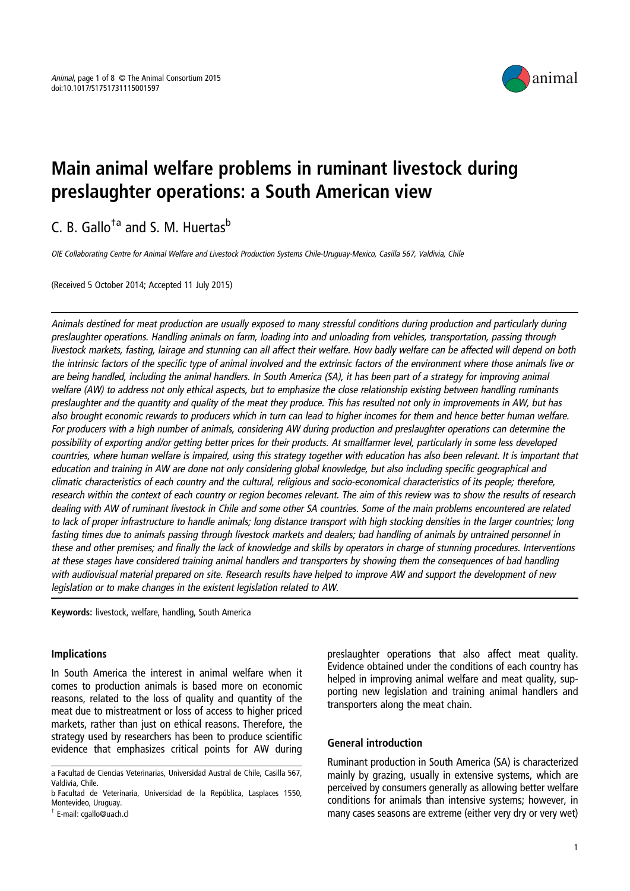# Main animal welfare problems in ruminant livestock during preslaughter operations: a South American view

C. B. Gallo[†a] and S. M. Huertas[b]

*OIE Collaborating Centre for Animal Welfare and Livestock Production Systems Chile-Uruguay-Mexico, Casilla 567, Valdivia, Chile*

(Received 5 October 2014; Accepted 11 July 2015)

*Animals destined for meat production are usually exposed to many stressful conditions during production and particularly during preslaughter operations. Handling animals on farm, loading into and unloading from vehicles, transportation, passing through livestock markets, fasting, lairage and stunning can all affect their welfare. How badly welfare can be affected will depend on both the intrinsic factors of the specific type of animal involved and the extrinsic factors of the environment where those animals live or are being handled, including the animal handlers. In South America (SA), it has been part of a strategy for improving animal welfare (AW) to address not only ethical aspects, but to emphasize the close relationship existing between handling ruminants preslaughter and the quantity and quality of the meat they produce. This has resulted not only in improvements in AW, but has also brought economic rewards to producers which in turn can lead to higher incomes for them and hence better human welfare. For producers with a high number of animals, considering AW during production and preslaughter operations can determine the possibility of exporting and/or getting better prices for their products. At smallfarmer level, particularly in some less developed countries, where human welfare is impaired, using this strategy together with education has also been relevant. It is important that education and training in AW are done not only considering global knowledge, but also including specific geographical and climatic characteristics of each country and the cultural, religious and socio-economical characteristics of its people; therefore, research within the context of each country or region becomes relevant. The aim of this review was to show the results of research dealing with AW of ruminant livestock in Chile and some other SA countries. Some of the main problems encountered are related to lack of proper infrastructure to handle animals; long distance transport with high stocking densities in the larger countries; long fasting times due to animals passing through livestock markets and dealers; bad handling of animals by untrained personnel in these and other premises; and finally the lack of knowledge and skills by operators in charge of stunning procedures. Interventions at these stages have considered training animal handlers and transporters by showing them the consequences of bad handling with audiovisual material prepared on site. Research results have helped to improve AW and support the development of new legislation or to make changes in the existent legislation related to AW.*

**Keywords:** livestock, welfare, handling, South America

## Implications

In South America the interest in animal welfare when it comes to production animals is based more on economic reasons, related to the loss of quality and quantity of the meat due to mistreatment or loss of access to higher priced markets, rather than just on ethical reasons. Therefore, the strategy used by researchers has been to produce scientific evidence that emphasizes critical points for AW during preslaughter operations that also affect meat quality. Evidence obtained under the conditions of each country has helped in improving animal welfare and meat quality, supporting new legislation and training animal handlers and transporters along the meat chain.

## General introduction

Ruminant production in South America (SA) is characterized mainly by grazing, usually in extensive systems, which are perceived by consumers generally as allowing better welfare conditions for animals than intensive systems; however, in many cases seasons are extreme (either very dry or very wet)

---

a Facultad de Ciencias Veterinarias, Universidad Austral de Chile, Casilla 567, Valdivia, Chile.

b Facultad de Veterinaria, Universidad de la República, Lasplaces 1550, Montevideo, Uruguay.

† E-mail: cgallo@uach.cl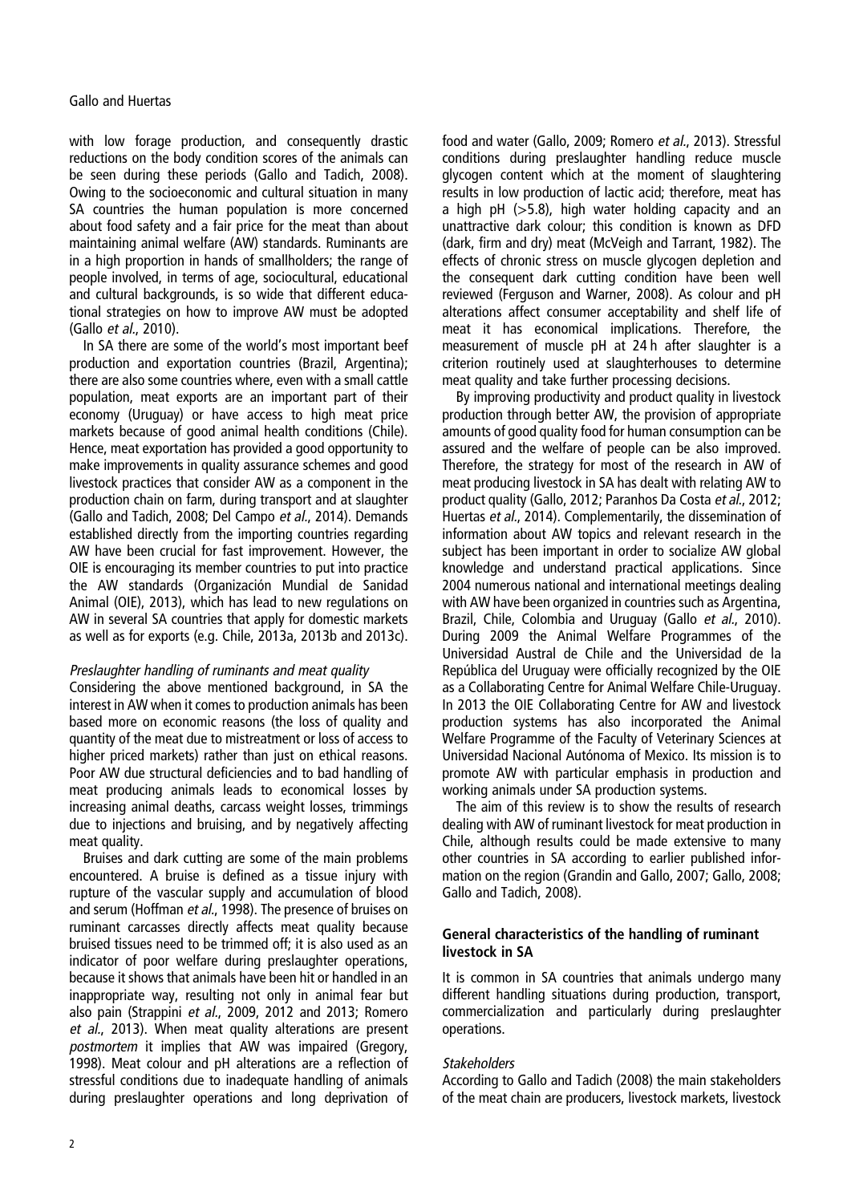with low forage production, and consequently drastic reductions on the body condition scores of the animals can be seen during these periods (Gallo and Tadich, 2008). Owing to the socioeconomic and cultural situation in many SA countries the human population is more concerned about food safety and a fair price for the meat than about maintaining animal welfare (AW) standards. Ruminants are in a high proportion in hands of smallholders; the range of people involved, in terms of age, sociocultural, educational and cultural backgrounds, is so wide that different educational strategies on how to improve AW must be adopted (Gallo *et al*., 2010).

In SA there are some of the world's most important beef production and exportation countries (Brazil, Argentina); there are also some countries where, even with a small cattle population, meat exports are an important part of their economy (Uruguay) or have access to high meat price markets because of good animal health conditions (Chile). Hence, meat exportation has provided a good opportunity to make improvements in quality assurance schemes and good livestock practices that consider AW as a component in the production chain on farm, during transport and at slaughter (Gallo and Tadich, 2008; Del Campo *et al*., 2014). Demands established directly from the importing countries regarding AW have been crucial for fast improvement. However, the OIE is encouraging its member countries to put into practice the AW standards (Organización Mundial de Sanidad Animal (OIE), 2013), which has lead to new regulations on AW in several SA countries that apply for domestic markets as well as for exports (e.g. Chile, 2013a, 2013b and 2013c).

### *Preslaughter handling of ruminants and meat quality*

Considering the above mentioned background, in SA the interest in AW when it comes to production animals has been based more on economic reasons (the loss of quality and quantity of the meat due to mistreatment or loss of access to higher priced markets) rather than just on ethical reasons. Poor AW due structural deficiencies and to bad handling of meat producing animals leads to economical losses by increasing animal deaths, carcass weight losses, trimmings due to injections and bruising, and by negatively affecting meat quality.

Bruises and dark cutting are some of the main problems encountered. A bruise is defined as a tissue injury with rupture of the vascular supply and accumulation of blood and serum (Hoffman *et al*., 1998). The presence of bruises on ruminant carcasses directly affects meat quality because bruised tissues need to be trimmed off; it is also used as an indicator of poor welfare during preslaughter operations, because it shows that animals have been hit or handled in an inappropriate way, resulting not only in animal fear but also pain (Strappini *et al*., 2009, 2012 and 2013; Romero *et al*., 2013). When meat quality alterations are present *postmortem* it implies that AW was impaired (Gregory, 1998). Meat colour and pH alterations are a reflection of stressful conditions due to inadequate handling of animals during preslaughter operations and long deprivation of food and water (Gallo, 2009; Romero *et al*., 2013). Stressful conditions during preslaughter handling reduce muscle glycogen content which at the moment of slaughtering results in low production of lactic acid; therefore, meat has a high pH (>5.8), high water holding capacity and an unattractive dark colour; this condition is known as DFD (dark, firm and dry) meat (McVeigh and Tarrant, 1982). The effects of chronic stress on muscle glycogen depletion and the consequent dark cutting condition have been well reviewed (Ferguson and Warner, 2008). As colour and pH alterations affect consumer acceptability and shelf life of meat it has economical implications. Therefore, the measurement of muscle pH at 24 h after slaughter is a criterion routinely used at slaughterhouses to determine meat quality and take further processing decisions.

By improving productivity and product quality in livestock production through better AW, the provision of appropriate amounts of good quality food for human consumption can be assured and the welfare of people can be also improved. Therefore, the strategy for most of the research in AW of meat producing livestock in SA has dealt with relating AW to product quality (Gallo, 2012; Paranhos Da Costa *et al*., 2012; Huertas *et al*., 2014). Complementarily, the dissemination of information about AW topics and relevant research in the subject has been important in order to socialize AW global knowledge and understand practical applications. Since 2004 numerous national and international meetings dealing with AW have been organized in countries such as Argentina, Brazil, Chile, Colombia and Uruguay (Gallo *et al*., 2010). During 2009 the Animal Welfare Programmes of the Universidad Austral de Chile and the Universidad de la República del Uruguay were officially recognized by the OIE as a Collaborating Centre for Animal Welfare Chile-Uruguay. In 2013 the OIE Collaborating Centre for AW and livestock production systems has also incorporated the Animal Welfare Programme of the Faculty of Veterinary Sciences at Universidad Nacional Autónoma of Mexico. Its mission is to promote AW with particular emphasis in production and working animals under SA production systems.

The aim of this review is to show the results of research dealing with AW of ruminant livestock for meat production in Chile, although results could be made extensive to many other countries in SA according to earlier published information on the region (Grandin and Gallo, 2007; Gallo, 2008; Gallo and Tadich, 2008).

## General characteristics of the handling of ruminant livestock in SA

It is common in SA countries that animals undergo many different handling situations during production, transport, commercialization and particularly during preslaughter operations.

### *Stakeholders*

According to Gallo and Tadich (2008) the main stakeholders of the meat chain are producers, livestock markets, livestock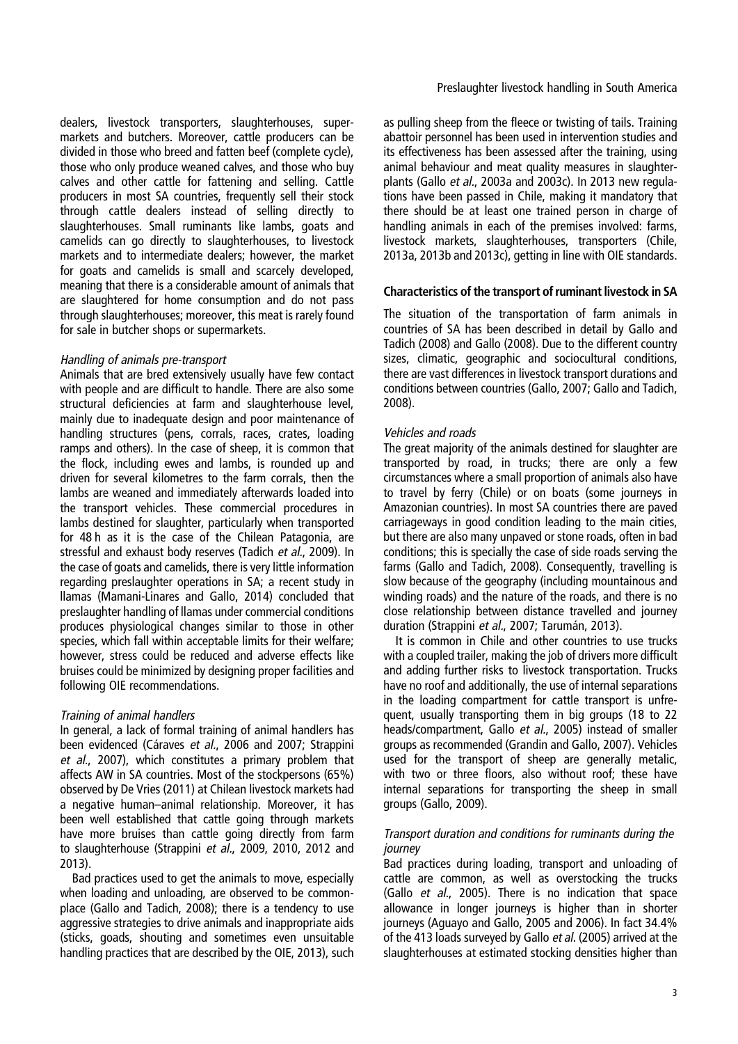dealers, livestock transporters, slaughterhouses, supermarkets and butchers. Moreover, cattle producers can be divided in those who breed and fatten beef (complete cycle), those who only produce weaned calves, and those who buy calves and other cattle for fattening and selling. Cattle producers in most SA countries, frequently sell their stock through cattle dealers instead of selling directly to slaughterhouses. Small ruminants like lambs, goats and camelids can go directly to slaughterhouses, to livestock markets and to intermediate dealers; however, the market for goats and camelids is small and scarcely developed, meaning that there is a considerable amount of animals that are slaughtered for home consumption and do not pass through slaughterhouses; moreover, this meat is rarely found for sale in butcher shops or supermarkets.

*Handling of animals pre-transport*

Animals that are bred extensively usually have few contact with people and are difficult to handle. There are also some structural deficiencies at farm and slaughterhouse level, mainly due to inadequate design and poor maintenance of handling structures (pens, corrals, races, crates, loading ramps and others). In the case of sheep, it is common that the flock, including ewes and lambs, is rounded up and driven for several kilometres to the farm corrals, then the lambs are weaned and immediately afterwards loaded into the transport vehicles. These commercial procedures in lambs destined for slaughter, particularly when transported for 48 h as it is the case of the Chilean Patagonia, are stressful and exhaust body reserves (Tadich *et al.*, 2009). In the case of goats and camelids, there is very little information regarding preslaughter operations in SA; a recent study in llamas (Mamani-Linares and Gallo, 2014) concluded that preslaughter handling of llamas under commercial conditions produces physiological changes similar to those in other species, which fall within acceptable limits for their welfare; however, stress could be reduced and adverse effects like bruises could be minimized by designing proper facilities and following OIE recommendations.

*Training of animal handlers*

In general, a lack of formal training of animal handlers has been evidenced (Cáraves *et al.*, 2006 and 2007; Strappini *et al.*, 2007), which constitutes a primary problem that affects AW in SA countries. Most of the stockpersons (65%) observed by De Vries (2011) at Chilean livestock markets had a negative human–animal relationship. Moreover, it has been well established that cattle going through markets have more bruises than cattle going directly from farm to slaughterhouse (Strappini *et al.*, 2009, 2010, 2012 and 2013).

Bad practices used to get the animals to move, especially when loading and unloading, are observed to be commonplace (Gallo and Tadich, 2008); there is a tendency to use aggressive strategies to drive animals and inappropriate aids (sticks, goads, shouting and sometimes even unsuitable handling practices that are described by the OIE, 2013), such as pulling sheep from the fleece or twisting of tails. Training abattoir personnel has been used in intervention studies and its effectiveness has been assessed after the training, using animal behaviour and meat quality measures in slaughterplants (Gallo *et al.*, 2003a and 2003c). In 2013 new regulations have been passed in Chile, making it mandatory that there should be at least one trained person in charge of handling animals in each of the premises involved: farms, livestock markets, slaughterhouses, transporters (Chile, 2013a, 2013b and 2013c), getting in line with OIE standards.

**Characteristics of the transport of ruminant livestock in SA**

The situation of the transportation of farm animals in countries of SA has been described in detail by Gallo and Tadich (2008) and Gallo (2008). Due to the different country sizes, climatic, geographic and sociocultural conditions, there are vast differences in livestock transport durations and conditions between countries (Gallo, 2007; Gallo and Tadich, 2008).

*Vehicles and roads*

The great majority of the animals destined for slaughter are transported by road, in trucks; there are only a few circumstances where a small proportion of animals also have to travel by ferry (Chile) or on boats (some journeys in Amazonian countries). In most SA countries there are paved carriageways in good condition leading to the main cities, but there are also many unpaved or stone roads, often in bad conditions; this is specially the case of side roads serving the farms (Gallo and Tadich, 2008). Consequently, travelling is slow because of the geography (including mountainous and winding roads) and the nature of the roads, and there is no close relationship between distance travelled and journey duration (Strappini *et al.*, 2007; Tarumán, 2013).

It is common in Chile and other countries to use trucks with a coupled trailer, making the job of drivers more difficult and adding further risks to livestock transportation. Trucks have no roof and additionally, the use of internal separations in the loading compartment for cattle transport is unfrequent, usually transporting them in big groups (18 to 22 heads/compartment, Gallo *et al.*, 2005) instead of smaller groups as recommended (Grandin and Gallo, 2007). Vehicles used for the transport of sheep are generally metalic, with two or three floors, also without roof; these have internal separations for transporting the sheep in small groups (Gallo, 2009).

*Transport duration and conditions for ruminants during the journey*

Bad practices during loading, transport and unloading of cattle are common, as well as overstocking the trucks (Gallo *et al.*, 2005). There is no indication that space allowance in longer journeys is higher than in shorter journeys (Aguayo and Gallo, 2005 and 2006). In fact 34.4% of the 413 loads surveyed by Gallo *et al.* (2005) arrived at the slaughterhouses at estimated stocking densities higher than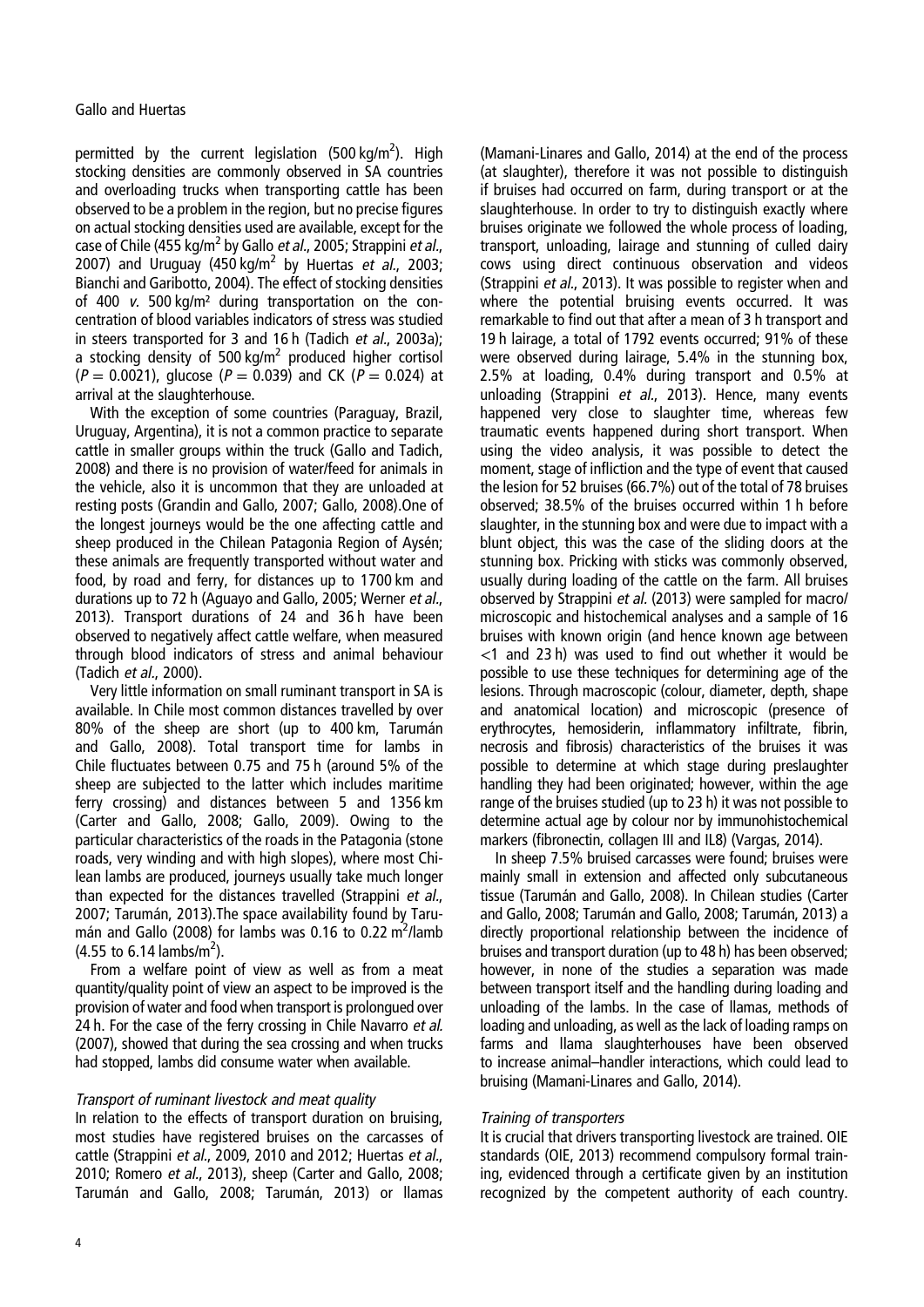permitted by the current legislation (500 kg/m$^2$). High stocking densities are commonly observed in SA countries and overloading trucks when transporting cattle has been observed to be a problem in the region, but no precise figures on actual stocking densities used are available, except for the case of Chile (455 kg/m$^2$ by Gallo *et al.*, 2005; Strappini *et al.*, 2007) and Uruguay (450 kg/m$^2$ by Huertas *et al.*, 2003; Bianchi and Garibotto, 2004). The effect of stocking densities of 400 *v.* 500 kg/m² during transportation on the concentration of blood variables indicators of stress was studied in steers transported for 3 and 16 h (Tadich *et al.*, 2003a); a stocking density of 500 kg/m$^2$ produced higher cortisol ($P = 0.0021$), glucose ($P = 0.039$) and CK ($P = 0.024$) at arrival at the slaughterhouse.

With the exception of some countries (Paraguay, Brazil, Uruguay, Argentina), it is not a common practice to separate cattle in smaller groups within the truck (Gallo and Tadich, 2008) and there is no provision of water/feed for animals in the vehicle, also it is uncommon that they are unloaded at resting posts (Grandin and Gallo, 2007; Gallo, 2008).One of the longest journeys would be the one affecting cattle and sheep produced in the Chilean Patagonia Region of Aysén; these animals are frequently transported without water and food, by road and ferry, for distances up to 1700 km and durations up to 72 h (Aguayo and Gallo, 2005; Werner *et al.*, 2013). Transport durations of 24 and 36 h have been observed to negatively affect cattle welfare, when measured through blood indicators of stress and animal behaviour (Tadich *et al.*, 2000).

Very little information on small ruminant transport in SA is available. In Chile most common distances travelled by over 80% of the sheep are short (up to 400 km, Tarumán and Gallo, 2008). Total transport time for lambs in Chile fluctuates between 0.75 and 75 h (around 5% of the sheep are subjected to the latter which includes maritime ferry crossing) and distances between 5 and 1356 km (Carter and Gallo, 2008; Gallo, 2009). Owing to the particular characteristics of the roads in the Patagonia (stone roads, very winding and with high slopes), where most Chilean lambs are produced, journeys usually take much longer than expected for the distances travelled (Strappini *et al.*, 2007; Tarumán, 2013).The space availability found by Tarumán and Gallo (2008) for lambs was 0.16 to 0.22 m$^2$/lamb (4.55 to 6.14 lambs/m$^2$).

From a welfare point of view as well as from a meat quantity/quality point of view an aspect to be improved is the provision of water and food when transport is prolonged over 24 h. For the case of the ferry crossing in Chile Navarro *et al.* (2007), showed that during the sea crossing and when trucks had stopped, lambs did consume water when available.

### *Transport of ruminant livestock and meat quality*

In relation to the effects of transport duration on bruising, most studies have registered bruises on the carcasses of cattle (Strappini *et al.*, 2009, 2010 and 2012; Huertas *et al.*, 2010; Romero *et al.*, 2013), sheep (Carter and Gallo, 2008; Tarumán and Gallo, 2008; Tarumán, 2013) or llamas (Mamani-Linares and Gallo, 2014) at the end of the process (at slaughter), therefore it was not possible to distinguish if bruises had occurred on farm, during transport or at the slaughterhouse. In order to try to distinguish exactly where bruises originate we followed the whole process of loading, transport, unloading, lairage and stunning of culled dairy cows using direct continuous observation and videos (Strappini *et al.*, 2013). It was possible to register when and where the potential bruising events occurred. It was remarkable to find out that after a mean of 3 h transport and 19 h lairage, a total of 1792 events occurred; 91% of these were observed during lairage, 5.4% in the stunning box, 2.5% at loading, 0.4% during transport and 0.5% at unloading (Strappini *et al.*, 2013). Hence, many events happened very close to slaughter time, whereas few traumatic events happened during short transport. When using the video analysis, it was possible to detect the moment, stage of infliction and the type of event that caused the lesion for 52 bruises (66.7%) out of the total of 78 bruises observed; 38.5% of the bruises occurred within 1 h before slaughter, in the stunning box and were due to impact with a blunt object, this was the case of the sliding doors at the stunning box. Pricking with sticks was commonly observed, usually during loading of the cattle on the farm. All bruises observed by Strappini *et al.* (2013) were sampled for macro/microscopic and histochemical analyses and a sample of 16 bruises with known origin (and hence known age between <1 and 23 h) was used to find out whether it would be possible to use these techniques for determining age of the lesions. Through macroscopic (colour, diameter, depth, shape and anatomical location) and microscopic (presence of erythrocytes, hemosiderin, inflammatory infiltrate, fibrin, necrosis and fibrosis) characteristics of the bruises it was possible to determine at which stage during preslaughter handling they had been originated; however, within the age range of the bruises studied (up to 23 h) it was not possible to determine actual age by colour nor by immunohistochemical markers (fibronectin, collagen III and IL8) (Vargas, 2014).

In sheep 7.5% bruised carcasses were found; bruises were mainly small in extension and affected only subcutaneous tissue (Tarumán and Gallo, 2008). In Chilean studies (Carter and Gallo, 2008; Tarumán and Gallo, 2008; Tarumán, 2013) a directly proportional relationship between the incidence of bruises and transport duration (up to 48 h) has been observed; however, in none of the studies a separation was made between transport itself and the handling during loading and unloading of the lambs. In the case of llamas, methods of loading and unloading, as well as the lack of loading ramps on farms and llama slaughterhouses have been observed to increase animal–handler interactions, which could lead to bruising (Mamani-Linares and Gallo, 2014).

### *Training of transporters*

It is crucial that drivers transporting livestock are trained. OIE standards (OIE, 2013) recommend compulsory formal training, evidenced through a certificate given by an institution recognized by the competent authority of each country.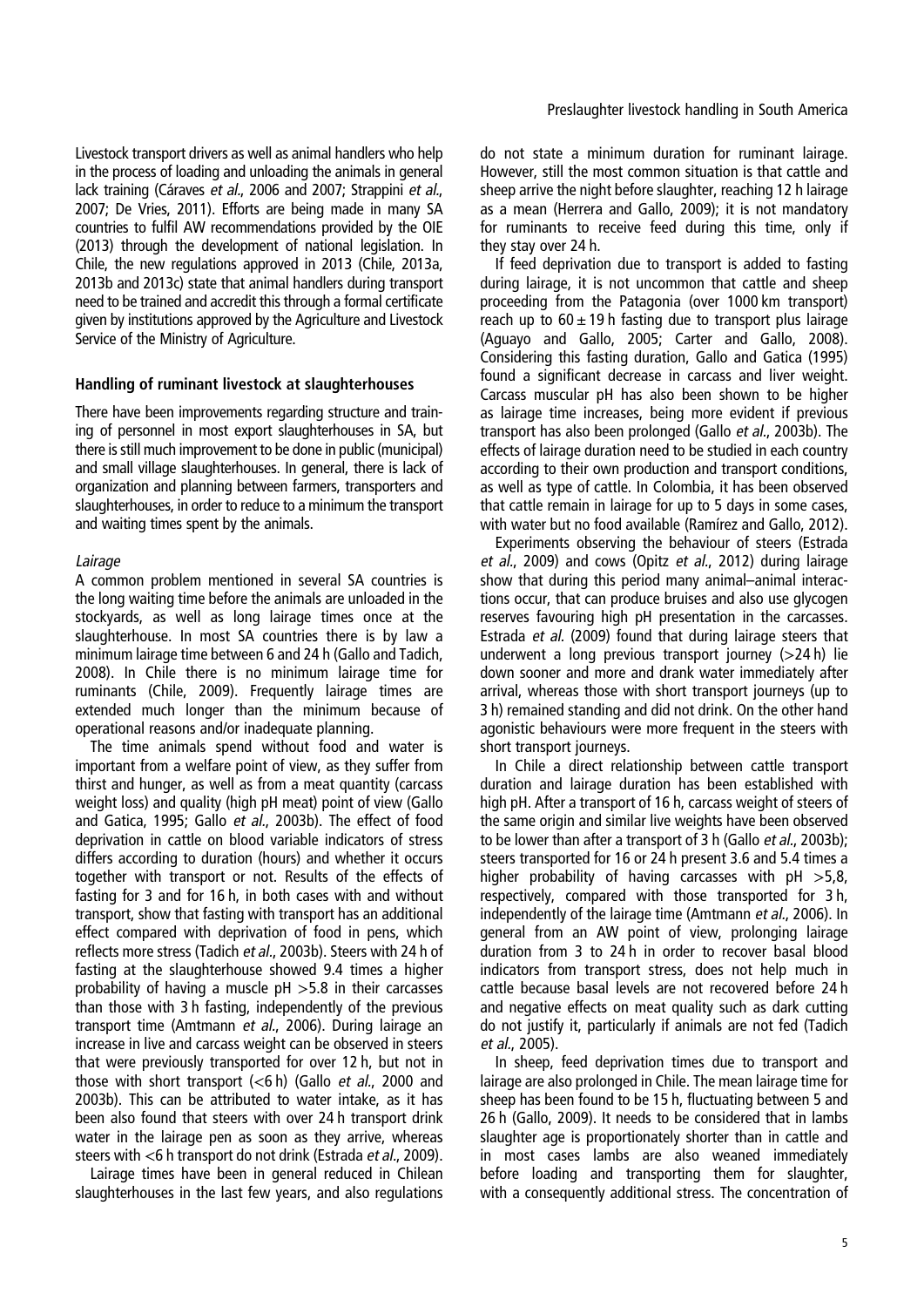Livestock transport drivers as well as animal handlers who help in the process of loading and unloading the animals in general lack training (Cáraves *et al.*, 2006 and 2007; Strappini *et al.*, 2007; De Vries, 2011). Efforts are being made in many SA countries to fulfil AW recommendations provided by the OIE (2013) through the development of national legislation. In Chile, the new regulations approved in 2013 (Chile, 2013a, 2013b and 2013c) state that animal handlers during transport need to be trained and accredit this through a formal certificate given by institutions approved by the Agriculture and Livestock Service of the Ministry of Agriculture.

### Handling of ruminant livestock at slaughterhouses

There have been improvements regarding structure and training of personnel in most export slaughterhouses in SA, but there is still much improvement to be done in public (municipal) and small village slaughterhouses. In general, there is lack of organization and planning between farmers, transporters and slaughterhouses, in order to reduce to a minimum the transport and waiting times spent by the animals.

#### *Lairage*

A common problem mentioned in several SA countries is the long waiting time before the animals are unloaded in the stockyards, as well as long lairage times once at the slaughterhouse. In most SA countries there is by law a minimum lairage time between 6 and 24 h (Gallo and Tadich, 2008). In Chile there is no minimum lairage time for ruminants (Chile, 2009). Frequently lairage times are extended much longer than the minimum because of operational reasons and/or inadequate planning.

The time animals spend without food and water is important from a welfare point of view, as they suffer from thirst and hunger, as well as from a meat quantity (carcass weight loss) and quality (high pH meat) point of view (Gallo and Gatica, 1995; Gallo *et al.*, 2003b). The effect of food deprivation in cattle on blood variable indicators of stress differs according to duration (hours) and whether it occurs together with transport or not. Results of the effects of fasting for 3 and for 16 h, in both cases with and without transport, show that fasting with transport has an additional effect compared with deprivation of food in pens, which reflects more stress (Tadich *et al.*, 2003b). Steers with 24 h of fasting at the slaughterhouse showed 9.4 times a higher probability of having a muscle pH >5.8 in their carcasses than those with 3 h fasting, independently of the previous transport time (Amtmann *et al.*, 2006). During lairage an increase in live and carcass weight can be observed in steers that were previously transported for over 12 h, but not in those with short transport (<6 h) (Gallo *et al.*, 2000 and 2003b). This can be attributed to water intake, as it has been also found that steers with over 24 h transport drink water in the lairage pen as soon as they arrive, whereas steers with <6 h transport do not drink (Estrada *et al.*, 2009).

Lairage times have been in general reduced in Chilean slaughterhouses in the last few years, and also regulations do not state a minimum duration for ruminant lairage. However, still the most common situation is that cattle and sheep arrive the night before slaughter, reaching 12 h lairage as a mean (Herrera and Gallo, 2009); it is not mandatory for ruminants to receive feed during this time, only if they stay over 24 h.

If feed deprivation due to transport is added to fasting during lairage, it is not uncommon that cattle and sheep proceeding from the Patagonia (over 1000 km transport) reach up to $60 \pm 19$ h fasting due to transport plus lairage (Aguayo and Gallo, 2005; Carter and Gallo, 2008). Considering this fasting duration, Gallo and Gatica (1995) found a significant decrease in carcass and liver weight. Carcass muscular pH has also been shown to be higher as lairage time increases, being more evident if previous transport has also been prolonged (Gallo *et al.*, 2003b). The effects of lairage duration need to be studied in each country according to their own production and transport conditions, as well as type of cattle. In Colombia, it has been observed that cattle remain in lairage for up to 5 days in some cases, with water but no food available (Ramírez and Gallo, 2012).

Experiments observing the behaviour of steers (Estrada *et al.*, 2009) and cows (Opitz *et al.*, 2012) during lairage show that during this period many animal–animal interactions occur, that can produce bruises and also use glycogen reserves favouring high pH presentation in the carcasses. Estrada *et al.* (2009) found that during lairage steers that underwent a long previous transport journey (>24 h) lie down sooner and more and drank water immediately after arrival, whereas those with short transport journeys (up to 3 h) remained standing and did not drink. On the other hand agonistic behaviours were more frequent in the steers with short transport journeys.

In Chile a direct relationship between cattle transport duration and lairage duration has been established with high pH. After a transport of 16 h, carcass weight of steers of the same origin and similar live weights have been observed to be lower than after a transport of 3 h (Gallo *et al.*, 2003b); steers transported for 16 or 24 h present 3.6 and 5.4 times a higher probability of having carcasses with pH >5,8, respectively, compared with those transported for 3 h, independently of the lairage time (Amtmann *et al.*, 2006). In general from an AW point of view, prolonging lairage duration from 3 to 24 h in order to recover basal blood indicators from transport stress, does not help much in cattle because basal levels are not recovered before 24 h and negative effects on meat quality such as dark cutting do not justify it, particularly if animals are not fed (Tadich *et al.*, 2005).

In sheep, feed deprivation times due to transport and lairage are also prolonged in Chile. The mean lairage time for sheep has been found to be 15 h, fluctuating between 5 and 26 h (Gallo, 2009). It needs to be considered that in lambs slaughter age is proportionately shorter than in cattle and in most cases lambs are also weaned immediately before loading and transporting them for slaughter, with a consequently additional stress. The concentration of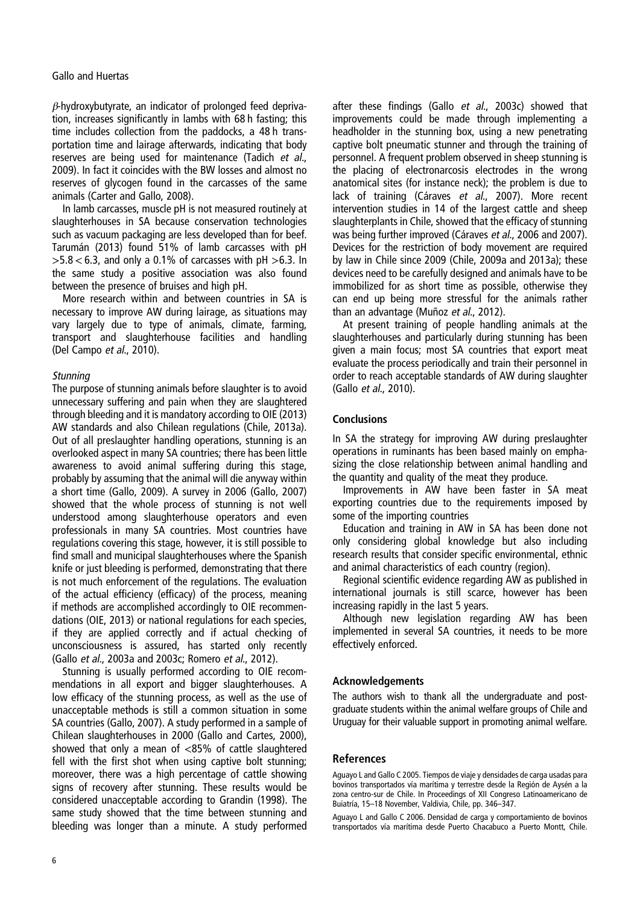$\beta$-hydroxybutyrate, an indicator of prolonged feed deprivation, increases significantly in lambs with 68 h fasting; this time includes collection from the paddocks, a 48 h transportation time and lairage afterwards, indicating that body reserves are being used for maintenance (Tadich *et al*., 2009). In fact it coincides with the BW losses and almost no reserves of glycogen found in the carcasses of the same animals (Carter and Gallo, 2008).

In lamb carcasses, muscle pH is not measured routinely at slaughterhouses in SA because conservation technologies such as vacuum packaging are less developed than for beef. Tarumán (2013) found 51% of lamb carcasses with pH $>5.8<6.3$, and only a 0.1% of carcasses with pH $>6.3$. In the same study a positive association was also found between the presence of bruises and high pH.

More research within and between countries in SA is necessary to improve AW during lairage, as situations may vary largely due to type of animals, climate, farming, transport and slaughterhouse facilities and handling (Del Campo *et al*., 2010).

### *Stunning*

The purpose of stunning animals before slaughter is to avoid unnecessary suffering and pain when they are slaughtered through bleeding and it is mandatory according to OIE (2013) AW standards and also Chilean regulations (Chile, 2013a). Out of all preslaughter handling operations, stunning is an overlooked aspect in many SA countries; there has been little awareness to avoid animal suffering during this stage, probably by assuming that the animal will die anyway within a short time (Gallo, 2009). A survey in 2006 (Gallo, 2007) showed that the whole process of stunning is not well understood among slaughterhouse operators and even professionals in many SA countries. Most countries have regulations covering this stage, however, it is still possible to find small and municipal slaughterhouses where the Spanish knife or just bleeding is performed, demonstrating that there is not much enforcement of the regulations. The evaluation of the actual efficiency (efficacy) of the process, meaning if methods are accomplished accordingly to OIE recommendations (OIE, 2013) or national regulations for each species, if they are applied correctly and if actual checking of unconsciousness is assured, has started only recently (Gallo *et al*., 2003a and 2003c; Romero *et al*., 2012).

Stunning is usually performed according to OIE recommendations in all export and bigger slaughterhouses. A low efficacy of the stunning process, as well as the use of unacceptable methods is still a common situation in some SA countries (Gallo, 2007). A study performed in a sample of Chilean slaughterhouses in 2000 (Gallo and Cartes, 2000), showed that only a mean of <85% of cattle slaughtered fell with the first shot when using captive bolt stunning; moreover, there was a high percentage of cattle showing signs of recovery after stunning. These results would be considered unacceptable according to Grandin (1998). The same study showed that the time between stunning and bleeding was longer than a minute. A study performed after these findings (Gallo *et al*., 2003c) showed that improvements could be made through implementing a headholder in the stunning box, using a new penetrating captive bolt pneumatic stunner and through the training of personnel. A frequent problem observed in sheep stunning is the placing of electronarcosis electrodes in the wrong anatomical sites (for instance neck); the problem is due to lack of training (Cáraves *et al*., 2007). More recent intervention studies in 14 of the largest cattle and sheep slaughterplants in Chile, showed that the efficacy of stunning was being further improved (Cáraves *et al*., 2006 and 2007). Devices for the restriction of body movement are required by law in Chile since 2009 (Chile, 2009a and 2013a); these devices need to be carefully designed and animals have to be immobilized for as short time as possible, otherwise they can end up being more stressful for the animals rather than an advantage (Muñoz *et al*., 2012).

At present training of people handling animals at the slaughterhouses and particularly during stunning has been given a main focus; most SA countries that export meat evaluate the process periodically and train their personnel in order to reach acceptable standards of AW during slaughter (Gallo *et al*., 2010).

## Conclusions

In SA the strategy for improving AW during preslaughter operations in ruminants has been based mainly on emphasizing the close relationship between animal handling and the quantity and quality of the meat they produce.

Improvements in AW have been faster in SA meat exporting countries due to the requirements imposed by some of the importing countries

Education and training in AW in SA has been done not only considering global knowledge but also including research results that consider specific environmental, ethnic and animal characteristics of each country (region).

Regional scientific evidence regarding AW as published in international journals is still scarce, however has been increasing rapidly in the last 5 years.

Although new legislation regarding AW has been implemented in several SA countries, it needs to be more effectively enforced.

## Acknowledgements

The authors wish to thank all the undergraduate and postgraduate students within the animal welfare groups of Chile and Uruguay for their valuable support in promoting animal welfare.

## References

Aguayo L and Gallo C 2005. Tiempos de viaje y densidades de carga usadas para bovinos transportados vía marítima y terrestre desde la Región de Aysén a la zona centro-sur de Chile. In Proceedings of XII Congreso Latinoamericano de Buiatría, 15–18 November, Valdivia, Chile, pp. 346–347.

Aguayo L and Gallo C 2006. Densidad de carga y comportamiento de bovinos transportados vía marítima desde Puerto Chacabuco a Puerto Montt, Chile.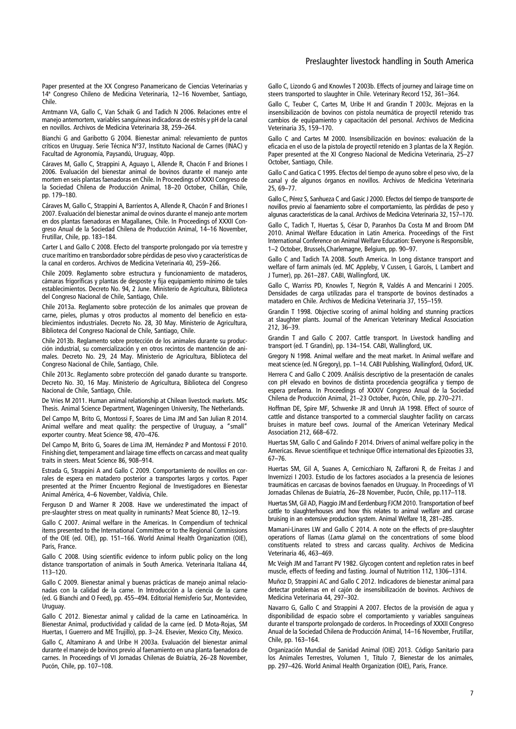Paper presented at the XX Congreso Panamericano de Ciencias Veterinarias y 14ª Congreso Chileno de Medicina Veterinaria, 12–16 November, Santiago, Chile.

Amtmann VA, Gallo C, Van Schaik G and Tadich N 2006. Relaciones entre el manejo antemortem, variables sanguíneas indicadoras de estrés y pH de la canal en novillos. Archivos de Medicina Veterinaria 38, 259–264.

Bianchi G and Garibotto G 2004. Bienestar animal: relevamiento de puntos críticos en Uruguay. Serie Técnica Nº37, Instituto Nacional de Carnes (INAC) y Facultad de Agronomía, Paysandú, Uruguay, 40pp.

Cáraves M, Gallo C, Strappini A, Aguayo L, Allende R, Chacón F and Briones I 2006. Evaluación del bienestar animal de bovinos durante el manejo ante mortem en seis plantas faenadoras en Chile. In Proceedings of XXXI Congreso de la Sociedad Chilena de Producción Animal, 18–20 October, Chillán, Chile, pp. 179–180.

Cáraves M, Gallo C, Strappini A, Barrientos A, Allende R, Chacón F and Briones I 2007. Evaluación del bienestar animal de ovinos durante el manejo ante mortem en dos plantas faenadoras en Magallanes, Chile. In Proceedings of XXXII Congreso Anual de la Sociedad Chilena de Producción Animal, 14–16 November, Frutillar, Chile, pp. 183–184.

Carter L and Gallo C 2008. Efecto del transporte prolongado por vía terrestre y cruce marítimo en transbordador sobre pérdidas de peso vivo y características de la canal en corderos. Archivos de Medicina Veterinaria 40, 259–266.

Chile 2009. Reglamento sobre estructura y funcionamiento de mataderos, cámaras frigoríficas y plantas de desposte y fija equipamiento mínimo de tales establecimientos. Decreto No. 94, 2 June. Ministerio de Agricultura, Biblioteca del Congreso Nacional de Chile, Santiago, Chile.

Chile 2013a. Reglamento sobre protección de los animales que provean de carne, pieles, plumas y otros productos al momento del beneficio en establecimientos industriales. Decreto No. 28, 30 May. Ministerio de Agricultura, Biblioteca del Congreso Nacional de Chile, Santiago, Chile.

Chile 2013b. Reglamento sobre protección de los animales durante su producción industrial, su comercialización y en otros recintos de mantención de animales. Decreto No. 29, 24 May. Ministerio de Agricultura, Biblioteca del Congreso Nacional de Chile, Santiago, Chile.

Chile 2013c. Reglamento sobre protección del ganado durante su transporte. Decreto No. 30, 16 May. Ministerio de Agricultura, Biblioteca del Congreso Nacional de Chile, Santiago, Chile.

De Vries M 2011. Human animal relationship at Chilean livestock markets. MSc Thesis. Animal Science Department, Wageningen University, The Netherlands.

Del Campo M, Brito G, Montossi F, Soares de Lima JM and San Julian R 2014. Animal welfare and meat quality: the perspective of Uruguay, a "small" exporter country. Meat Science 98, 470–476.

Del Campo M, Brito G, Soares de Lima JM, Hernández P and Montossi F 2010. Finishing diet, temperament and lairage time effects on carcass and meat quality traits in steers. Meat Science 86, 908–914.

Estrada G, Strappini A and Gallo C 2009. Comportamiento de novillos en corrales de espera en matadero posterior a transportes largos y cortos. Paper presented at the Primer Encuentro Regional de Investigadores en Bienestar Animal América, 4–6 November, Valdivia, Chile.

Ferguson D and Warner R 2008. Have we underestimated the impact of pre-slaughter stress on meat quality in ruminants? Meat Science 80, 12–19.

Gallo C 2007. Animal welfare in the Americas. In Compendium of technical items presented to the International Committee or to the Regional Commissions of the OIE (ed. OIE), pp. 151–166. World Animal Health Organization (OIE), Paris, France.

Gallo C 2008. Using scientific evidence to inform public policy on the long distance transportation of animals in South America. Veterinaria Italiana 44, 113–120.

Gallo C 2009. Bienestar animal y buenas prácticas de manejo animal relacionadas con la calidad de la carne. In Introducción a la ciencia de la carne (ed. G Bianchi and O Feed), pp. 455–494. Editorial Hemisferio Sur, Montevideo, Uruguay.

Gallo C 2012. Bienestar animal y calidad de la carne en Latinoamérica. In Bienestar Animal, productividad y calidad de la carne (ed. D Mota-Rojas, SM Huertas, I Guerrero and ME Trujillo), pp. 3–24. Elsevier, Mexico City, Mexico.

Gallo C, Altamirano A and Uribe H 2003a. Evaluación del bienestar animal durante el manejo de bovinos previo al faenamiento en una planta faenadora de carnes. In Proceedings of VI Jornadas Chilenas de Buiatría, 26–28 November, Pucón, Chile, pp. 107–108.

Gallo C, Lizondo G and Knowles T 2003b. Effects of journey and lairage time on steers transported to slaughter in Chile. Veterinary Record 152, 361–364.

Gallo C, Teuber C, Cartes M, Uribe H and Grandin T 2003c. Mejoras en la insensibilización de bovinos con pistola neumática de proyectil retenido tras cambios de equipamiento y capacitación del personal. Archivos de Medicina Veterinaria 35, 159–170.

Gallo C and Cartes M 2000. Insensibilización en bovinos: evaluación de la eficacia en el uso de la pistola de proyectil retenido en 3 plantas de la X Región. Paper presented at the XI Congreso Nacional de Medicina Veterinaria, 25–27 October, Santiago, Chile.

Gallo C and Gatica C 1995. Efectos del tiempo de ayuno sobre el peso vivo, de la canal y de algunos órganos en novillos. Archivos de Medicina Veterinaria 25, 69–77.

Gallo C, Pérez S, Sanhueza C and Gasic J 2000. Efectos del tiempo de transporte de novillos previo al faenamiento sobre el comportamiento, las pérdidas de peso y algunas características de la canal. Archivos de Medicina Veterinaria 32, 157–170.

Gallo C, Tadich T, Huertas S, César D, Paranhos Da Costa M and Broom DM 2010. Animal Welfare Education in Latin America. Proceedings of the First International Conference on Animal Welfare Education: Everyone is Responsible, 1–2 October, Brussels,Charlemagne, Belgium, pp. 90–97.

Gallo C and Tadich TA 2008. South America. In Long distance transport and welfare of farm animals (ed. MC Appleby, V Cussen, L Garcés, L Lambert and J Turner), pp. 261–287. CABI, Wallingford, UK.

Gallo C, Warriss PD, Knowles T, Negrón R, Valdés A and Mencarini I 2005. Densidades de carga utilizadas para el transporte de bovinos destinados a matadero en Chile. Archivos de Medicina Veterinaria 37, 155–159.

Grandin T 1998. Objective scoring of animal holding and stunning practices at slaughter plants. Journal of the American Veterinary Medical Association 212, 36–39.

Grandin T and Gallo C 2007. Cattle transport. In Livestock handling and transport (ed. T Grandin), pp. 134–154. CABI, Wallingford, UK.

Gregory N 1998. Animal welfare and the meat market. In Animal welfare and meat science (ed. N Gregory), pp. 1–14. CABI Publishing, Wallingford, Oxford, UK.

Herrera C and Gallo C 2009. Análisis descriptivo de la presentación de canales con pH elevado en bovinos de distinta procedencia geográfica y tiempo de espera prefaena. In Proceedings of XXXIV Congreso Anual de la Sociedad Chilena de Producción Animal, 21–23 October, Pucón, Chile, pp. 270–271.

Hoffman DE, Spire MF, Schwenke JR and Unruh JA 1998. Effect of source of cattle and distance transported to a commercial slaughter facility on carcass bruises in mature beef cows. Journal of the American Veterinary Medical Association 212, 668–672.

Huertas SM, Gallo C and Galindo F 2014. Drivers of animal welfare policy in the Americas. Revue scientifique et technique Office international des Epizooties 33, 67–76.

Huertas SM, Gil A, Suanes A, Cernicchiaro N, Zaffaroni R, de Freitas J and Invernizzi I 2003. Estudio de los factores asociados a la presencia de lesiones traumáticas en carcasas de bovinos faenados en Uruguay. In Proceedings of VI Jornadas Chilenas de Buiatría, 26–28 November, Pucón, Chile, pp.117–118.

Huertas SM, Gil AD, Piaggio JM and Eerdenburg FJCM 2010. Transportation of beef cattle to slaughterhouses and how this relates to animal welfare and carcase bruising in an extensive production system. Animal Welfare 18, 281–285.

Mamani-Linares LW and Gallo C 2014. A note on the effects of pre-slaughter operations of llamas (*Lama glama*) on the concentrations of some blood constituents related to stress and carcass quality. Archivos de Medicina Veterinaria 46, 463–469.

Mc Veigh JM and Tarrant PV 1982. Glycogen content and repletion rates in beef muscle, effects of feeding and fasting. Journal of Nutrition 112, 1306–1314.

Muñoz D, Strappini AC and Gallo C 2012. Indicadores de bienestar animal para detectar problemas en el cajón de insensibilización de bovinos. Archivos de Medicina Veterinaria 44, 297–302.

Navarro G, Gallo C and Strappini A 2007. Efectos de la provisión de agua y disponibilidad de espacio sobre el comportamiento y variables sanguíneas durante el transporte prolongado de corderos. In Proceedings of XXXII Congreso Anual de la Sociedad Chilena de Producción Animal, 14–16 November, Frutillar, Chile, pp. 163–164.

Organización Mundial de Sanidad Animal (OIE) 2013. Código Sanitario para los Animales Terrestres, Volumen 1, Título 7, Bienestar de los animales, pp. 297–426. World Animal Health Organization (OIE), Paris, France.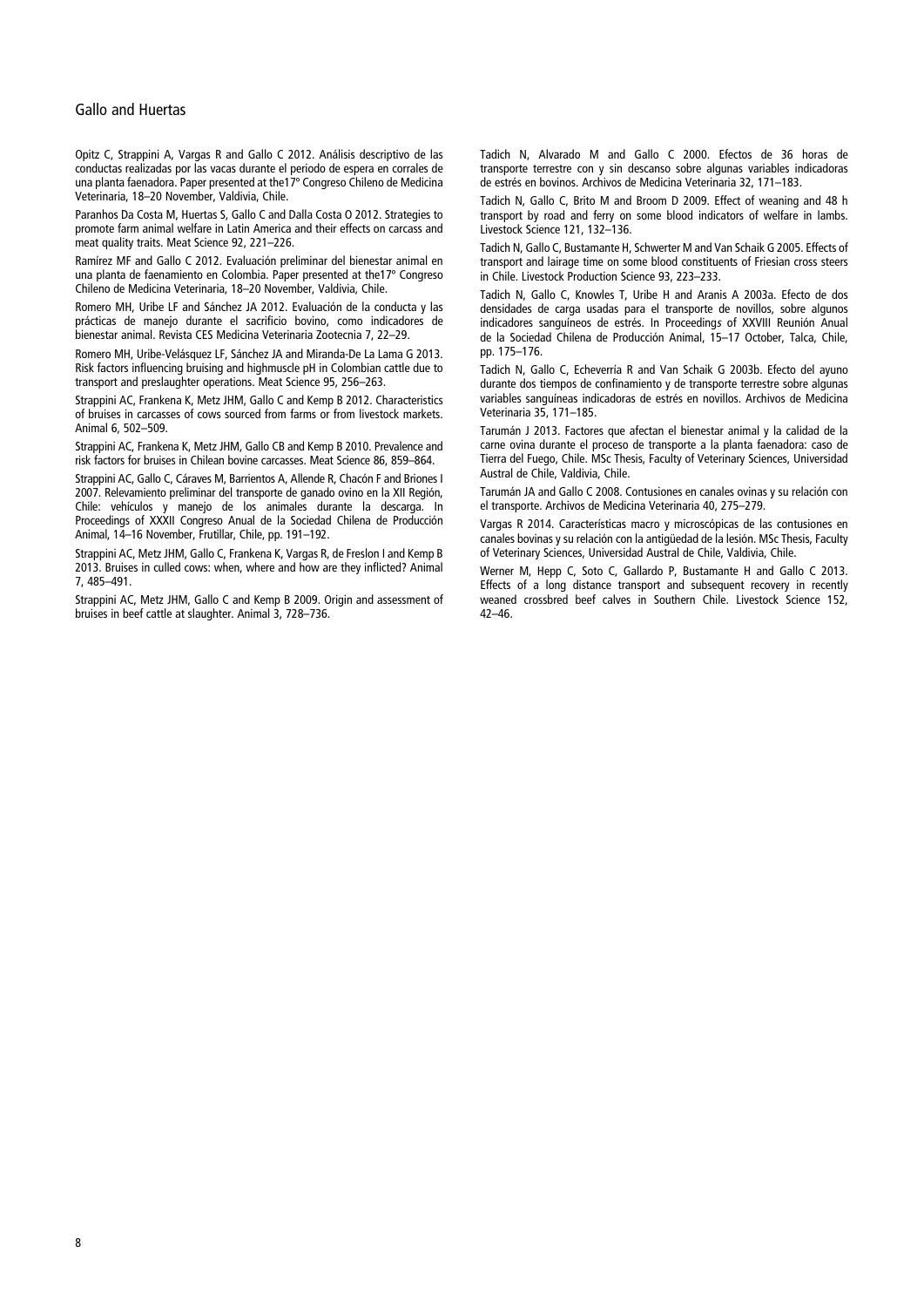Opitz C, Strappini A, Vargas R and Gallo C 2012. Análisis descriptivo de las conductas realizadas por las vacas durante el periodo de espera en corrales de una planta faenadora. Paper presented at the17º Congreso Chileno de Medicina Veterinaria, 18–20 November, Valdivia, Chile.

Paranhos Da Costa M, Huertas S, Gallo C and Dalla Costa O 2012. Strategies to promote farm animal welfare in Latin America and their effects on carcass and meat quality traits. Meat Science 92, 221–226.

Ramírez MF and Gallo C 2012. Evaluación preliminar del bienestar animal en una planta de faenamiento en Colombia. Paper presented at the17º Congreso Chileno de Medicina Veterinaria, 18–20 November, Valdivia, Chile.

Romero MH, Uribe LF and Sánchez JA 2012. Evaluación de la conducta y las prácticas de manejo durante el sacrificio bovino, como indicadores de bienestar animal. Revista CES Medicina Veterinaria Zootecnia 7, 22–29.

Romero MH, Uribe-Velásquez LF, Sánchez JA and Miranda-De La Lama G 2013. Risk factors influencing bruising and highmuscle pH in Colombian cattle due to transport and preslaughter operations. Meat Science 95, 256–263.

Strappini AC, Frankena K, Metz JHM, Gallo C and Kemp B 2012. Characteristics of bruises in carcasses of cows sourced from farms or from livestock markets. Animal 6, 502–509.

Strappini AC, Frankena K, Metz JHM, Gallo CB and Kemp B 2010. Prevalence and risk factors for bruises in Chilean bovine carcasses. Meat Science 86, 859–864.

Strappini AC, Gallo C, Cáraves M, Barrientos A, Allende R, Chacón F and Briones I 2007. Relevamiento preliminar del transporte de ganado ovino en la XII Región, Chile: vehículos y manejo de los animales durante la descarga. In Proceedings of XXXII Congreso Anual de la Sociedad Chilena de Producción Animal, 14–16 November, Frutillar, Chile, pp. 191–192.

Strappini AC, Metz JHM, Gallo C, Frankena K, Vargas R, de Freslon I and Kemp B 2013. Bruises in culled cows: when, where and how are they inflicted? Animal 7, 485–491.

Strappini AC, Metz JHM, Gallo C and Kemp B 2009. Origin and assessment of bruises in beef cattle at slaughter. Animal 3, 728–736.

Tadich N, Alvarado M and Gallo C 2000. Efectos de 36 horas de transporte terrestre con y sin descanso sobre algunas variables indicadoras de estrés en bovinos. Archivos de Medicina Veterinaria 32, 171–183.

Tadich N, Gallo C, Brito M and Broom D 2009. Effect of weaning and 48 h transport by road and ferry on some blood indicators of welfare in lambs. Livestock Science 121, 132–136.

Tadich N, Gallo C, Bustamante H, Schwerter M and Van Schaik G 2005. Effects of transport and lairage time on some blood constituents of Friesian cross steers in Chile. Livestock Production Science 93, 223–233.

Tadich N, Gallo C, Knowles T, Uribe H and Aranis A 2003a. Efecto de dos densidades de carga usadas para el transporte de novillos, sobre algunos indicadores sanguíneos de estrés. In Proceedings of XXVIII Reunión Anual de la Sociedad Chilena de Producción Animal, 15–17 October, Talca, Chile, pp. 175–176.

Tadich N, Gallo C, Echeverría R and Van Schaik G 2003b. Efecto del ayuno durante dos tiempos de confinamiento y de transporte terrestre sobre algunas variables sanguíneas indicadoras de estrés en novillos. Archivos de Medicina Veterinaria 35, 171–185.

Tarumán J 2013. Factores que afectan el bienestar animal y la calidad de la carne ovina durante el proceso de transporte a la planta faenadora: caso de Tierra del Fuego, Chile. MSc Thesis, Faculty of Veterinary Sciences, Universidad Austral de Chile, Valdivia, Chile.

Tarumán JA and Gallo C 2008. Contusiones en canales ovinas y su relación con el transporte. Archivos de Medicina Veterinaria 40, 275–279.

Vargas R 2014. Características macro y microscópicas de las contusiones en canales bovinas y su relación con la antigüedad de la lesión. MSc Thesis, Faculty of Veterinary Sciences, Universidad Austral de Chile, Valdivia, Chile.

Werner M, Hepp C, Soto C, Gallardo P, Bustamante H and Gallo C 2013. Effects of a long distance transport and subsequent recovery in recently weaned crossbred beef calves in Southern Chile. Livestock Science 152, 42–46.